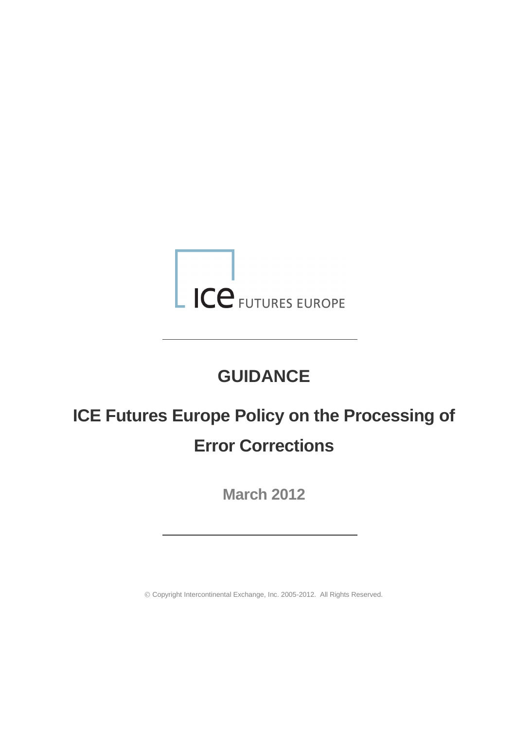ICE FUTURES EUROPE

# GUIDANCE

# ICE Futures Europe Policy on the Processing of Error Corrections

**March 2012**

© Copyright Intercontinental Exchange, Inc. 2005-2012. All Rights Reserved.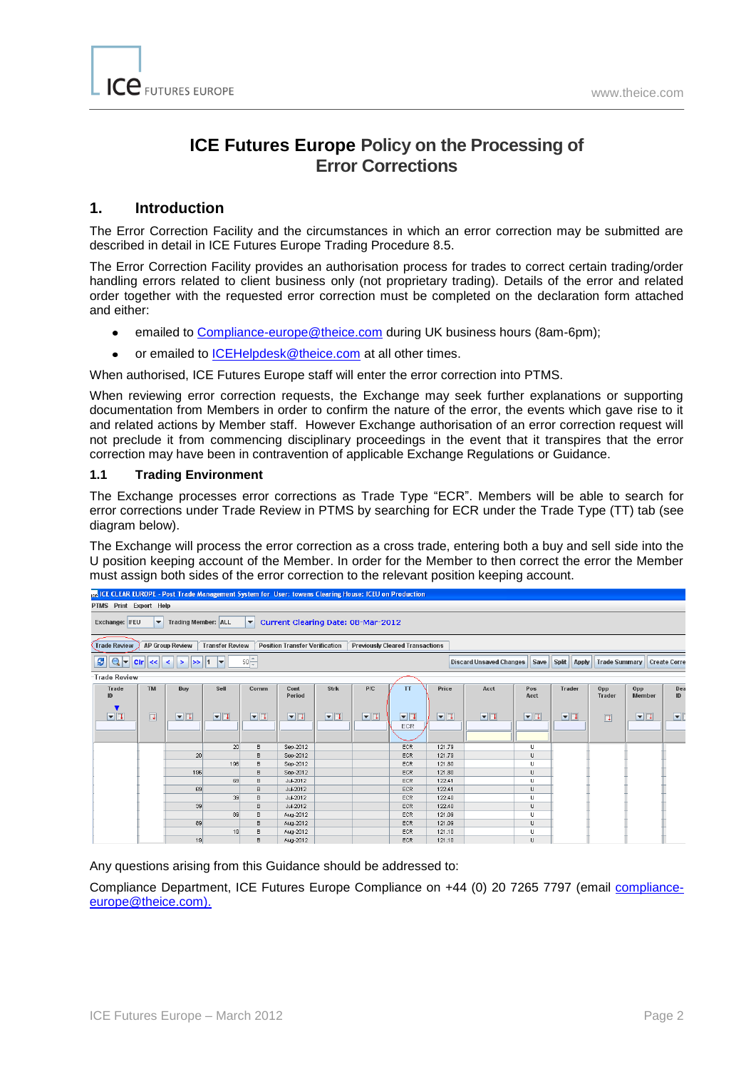# ICE Futures Europe Policy on the Processing of Error Corrections

## 1. Introduction

The Error Correction Facility and the circumstances in which an error correction may be submitted are described in detail in ICE Futures Europe Trading Procedure 8.5.

The Error Correction Facility provides an authorisation process for trades to correct certain trading/order handling errors related to client business only (not proprietary trading). Details of the error and related order together with the requested error correction must be completed on the declaration form attached and either:

- emailed to Compliance-europe@theice.com during UK business hours (8am-6pm);
- or emailed to ICEHelpdesk@theice.com at all other times.

When authorised, ICE Futures Europe staff will enter the error correction into PTMS.

When reviewing error correction requests, the Exchange may seek further explanations or supporting documentation from Members in order to confirm the nature of the error, the events which gave rise to it and related actions by Member staff. However Exchange authorisation of an error correction request will not preclude it from commencing disciplinary proceedings in the event that it transpires that the error correction may have been in contravention of applicable Exchange Regulations or Guidance.

### 1.1 Trading Environment

The Exchange processes error corrections as Trade Type "ECR". Members will be able to search for error corrections under Trade Review in PTMS by searching for ECR under the Trade Type (TT) tab (see diagram below).

The Exchange will process the error correction as a cross trade, entering both a buy and sell side into the U position keeping account of the Member. In order for the Member to then correct the error the Member must assign both sides of the error correction to the relevant position keeping account.

| Trade ID | TM | Buy | Sell | Comm | Cont Period | Strk | P/C | TT | Price | Acct | Pos Acct | Trader | Opp Trader | Opp Member |
|---|---|---|---|---|---|---|---|---|---|---|---|---|---|---|
| | | | 20 | B | Sep-2012 | | | ECR | 121.79 | | U | | | |
| | | 20 | | B | Sep-2012 | | | ECR | 121.79 | | U | | | |
| | | | 196 | B | Sep-2012 | | | ECR | 121.80 | | U | | | |
| | | 196 | | B | Sep-2012 | | | ECR | 121.80 | | U | | | |
| | | | 69 | B | Jul-2012 | | | ECR | 122.41 | | U | | | |
| | | 69 | | B | Jul-2012 | | | ECR | 122.41 | | U | | | |
| | | | 39 | B | Jul-2012 | | | ECR | 122.40 | | U | | | |
| | | 39 | | B | Jul-2012 | | | ECR | 122.40 | | U | | | |
| | | | 89 | B | Aug-2012 | | | ECR | 121.09 | | U | | | |
| | | 89 | | B | Aug-2012 | | | ECR | 121.09 | | U | | | |
| | | | 19 | B | Aug-2012 | | | ECR | 121.10 | | U | | | |
| | | 19 | | B | Aug-2012 | | | ECR | 121.10 | | U | | | |

Any questions arising from this Guidance should be addressed to:

Compliance Department, ICE Futures Europe Compliance on +44 (0) 20 7265 7797 (email compliance-europe@theice.com).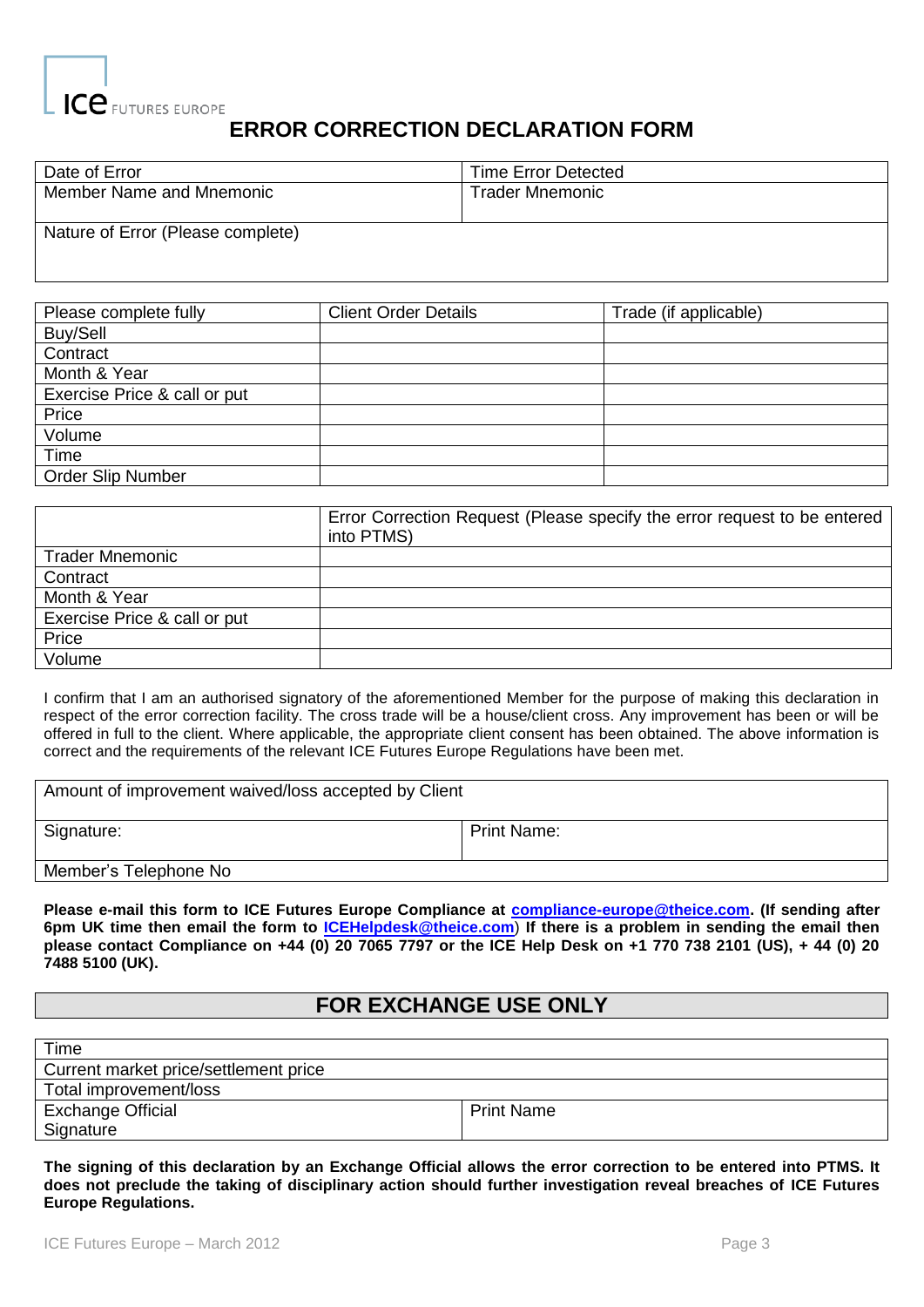ICE FUTURES EUROPE

# ERROR CORRECTION DECLARATION FORM

| | |
|---|---|
| Date of Error | Time Error Detected |
| Member Name and Mnemonic | Trader Mnemonic |
| Nature of Error (Please complete) | |

| Please complete fully | Client Order Details | Trade (if applicable) |
|---|---|---|
| Buy/Sell | | |
| Contract | | |
| Month & Year | | |
| Exercise Price & call or put | | |
| Price | | |
| Volume | | |
| Time | | |
| Order Slip Number | | |

| | Error Correction Request (Please specify the error request to be entered into PTMS) |
|---|---|
| Trader Mnemonic | |
| Contract | |
| Month & Year | |
| Exercise Price & call or put | |
| Price | |
| Volume | |

I confirm that I am an authorised signatory of the aforementioned Member for the purpose of making this declaration in respect of the error correction facility. The cross trade will be a house/client cross. Any improvement has been or will be offered in full to the client. Where applicable, the appropriate client consent has been obtained. The above information is correct and the requirements of the relevant ICE Futures Europe Regulations have been met.

| | |
|---|---|
| Amount of improvement waived/loss accepted by Client | |
| Signature: | Print Name: |
| Member's Telephone No | |

**Please e-mail this form to ICE Futures Europe Compliance at compliance-europe@theice.com. (If sending after 6pm UK time then email the form to ICEHelpdesk@theice.com) If there is a problem in sending the email then please contact Compliance on +44 (0) 20 7065 7797 or the ICE Help Desk on +1 770 738 2101 (US), + 44 (0) 20 7488 5100 (UK).**

## FOR EXCHANGE USE ONLY

| | |
|---|---|
| Time | |
| Current market price/settlement price | |
| Total improvement/loss | |
| Exchange Official Signature | Print Name |

**The signing of this declaration by an Exchange Official allows the error correction to be entered into PTMS. It does not preclude the taking of disciplinary action should further investigation reveal breaches of ICE Futures Europe Regulations.**

ICE Futures Europe – March 2012